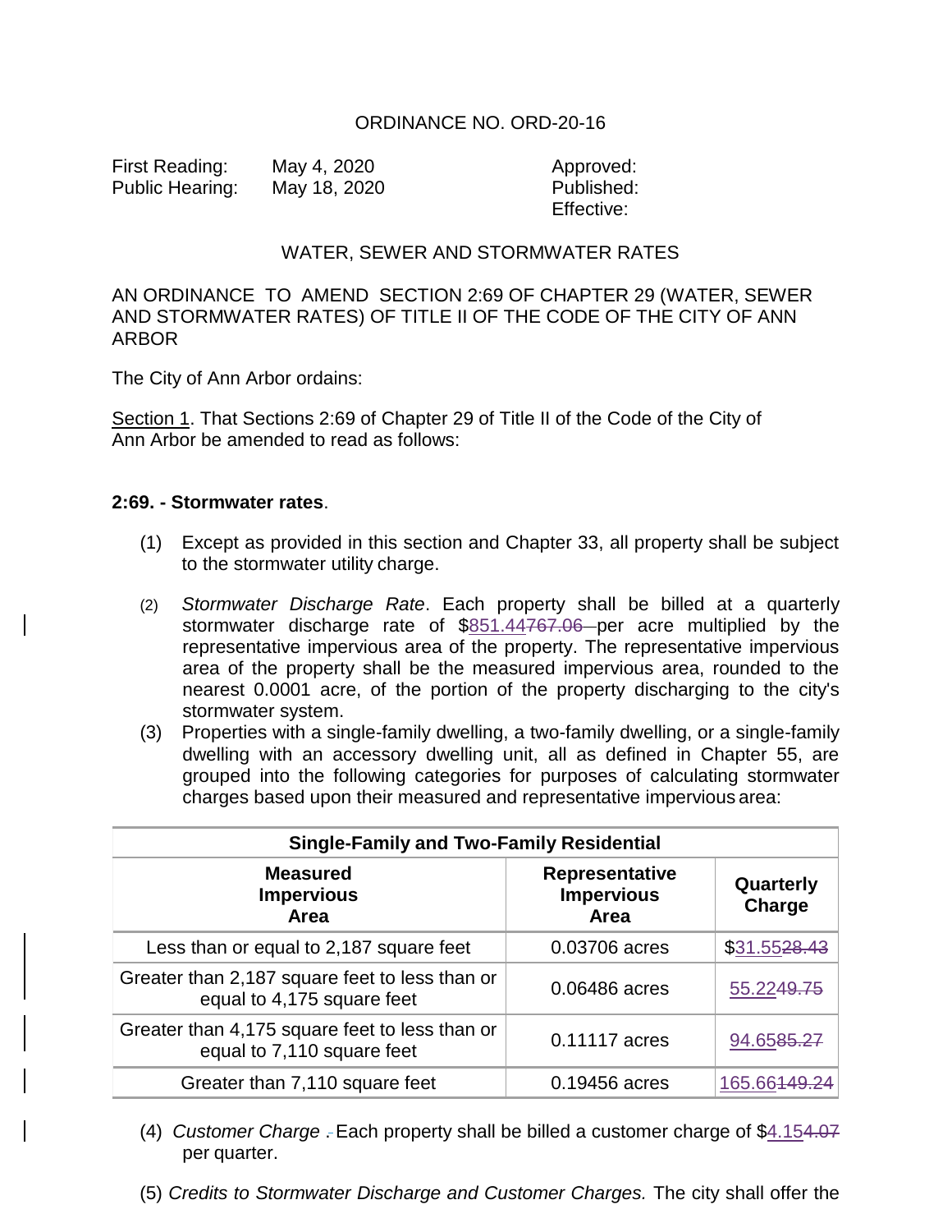ORDINANCE NO. ORD-20-16

| | | |
|---|---|---|
| First Reading: | May 4, 2020 | Approved: |
| Public Hearing: | May 18, 2020 | Published: |
| | | Effective: |

WATER, SEWER AND STORMWATER RATES

AN ORDINANCE TO AMEND SECTION 2:69 OF CHAPTER 29 (WATER, SEWER AND STORMWATER RATES) OF TITLE II OF THE CODE OF THE CITY OF ANN ARBOR

The City of Ann Arbor ordains:

Section 1. That Sections 2:69 of Chapter 29 of Title II of the Code of the City of Ann Arbor be amended to read as follows:

**2:69. - Stormwater rates**.

(1) Except as provided in this section and Chapter 33, all property shall be subject to the stormwater utility charge.

(2) *Stormwater Discharge Rate*. Each property shall be billed at a quarterly stormwater discharge rate of $851.44~~767.06~~ per acre multiplied by the representative impervious area of the property. The representative impervious area of the property shall be the measured impervious area, rounded to the nearest 0.0001 acre, of the portion of the property discharging to the city's stormwater system.

(3) Properties with a single-family dwelling, a two-family dwelling, or a single-family dwelling with an accessory dwelling unit, all as defined in Chapter 55, are grouped into the following categories for purposes of calculating stormwater charges based upon their measured and representative impervious area:

| **Single-Family and Two-Family Residential** | | |
|---|---|---|
| **Measured Impervious Area** | **Representative Impervious Area** | **Quarterly Charge** |
| Less than or equal to 2,187 square feet | 0.03706 acres | $31.55~~28.43~~ |
| Greater than 2,187 square feet to less than or equal to 4,175 square feet | 0.06486 acres | 55.22~~49.75~~ |
| Greater than 4,175 square feet to less than or equal to 7,110 square feet | 0.11117 acres | 94.65~~85.27~~ |
| Greater than 7,110 square feet | 0.19456 acres | 165.66~~149.24~~ |

(4) *Customer Charge* ~~.~~ Each property shall be billed a customer charge of $4.15~~4.07~~ per quarter.

(5) *Credits to Stormwater Discharge and Customer Charges.* The city shall offer the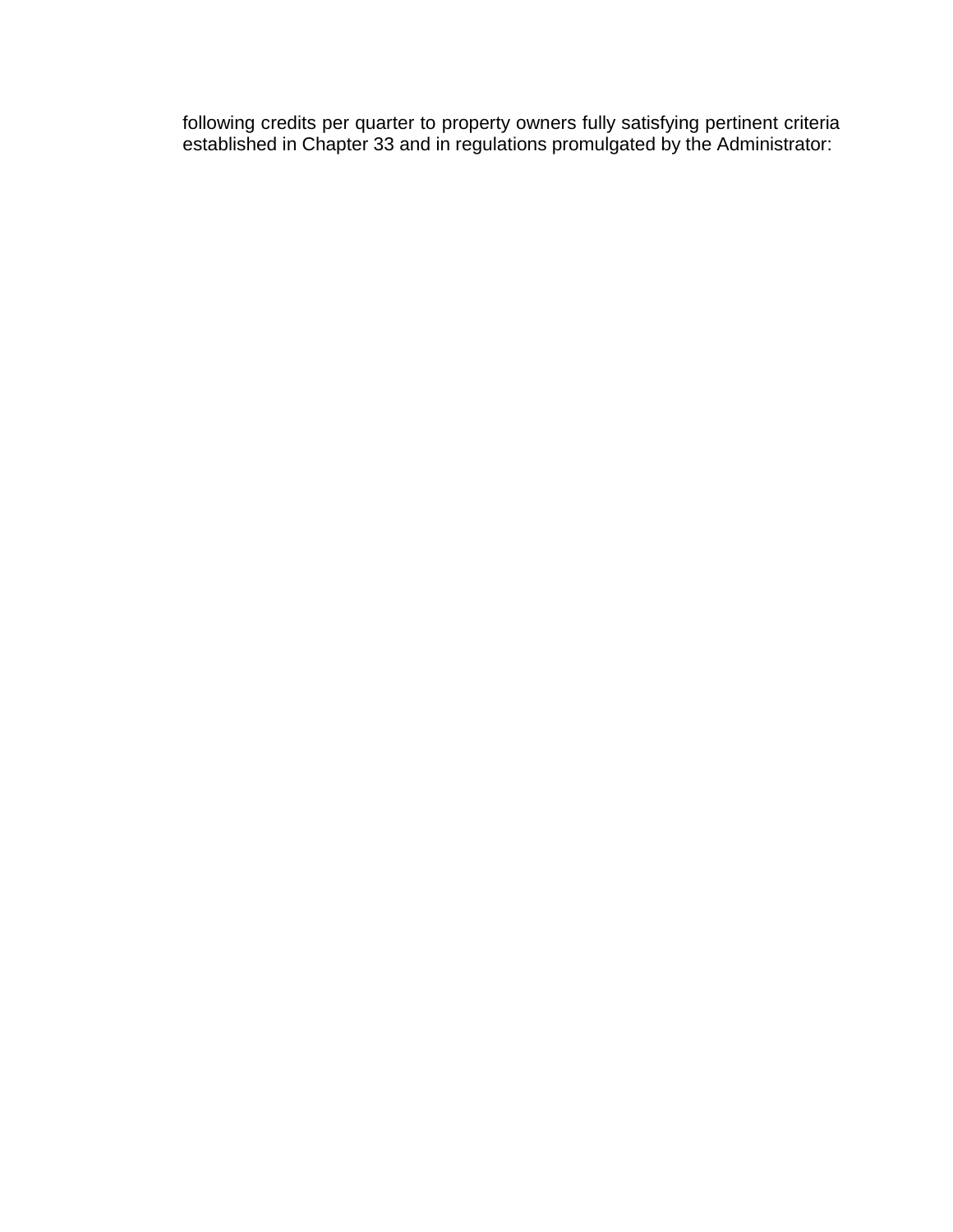following credits per quarter to property owners fully satisfying pertinent criteria established in Chapter 33 and in regulations promulgated by the Administrator: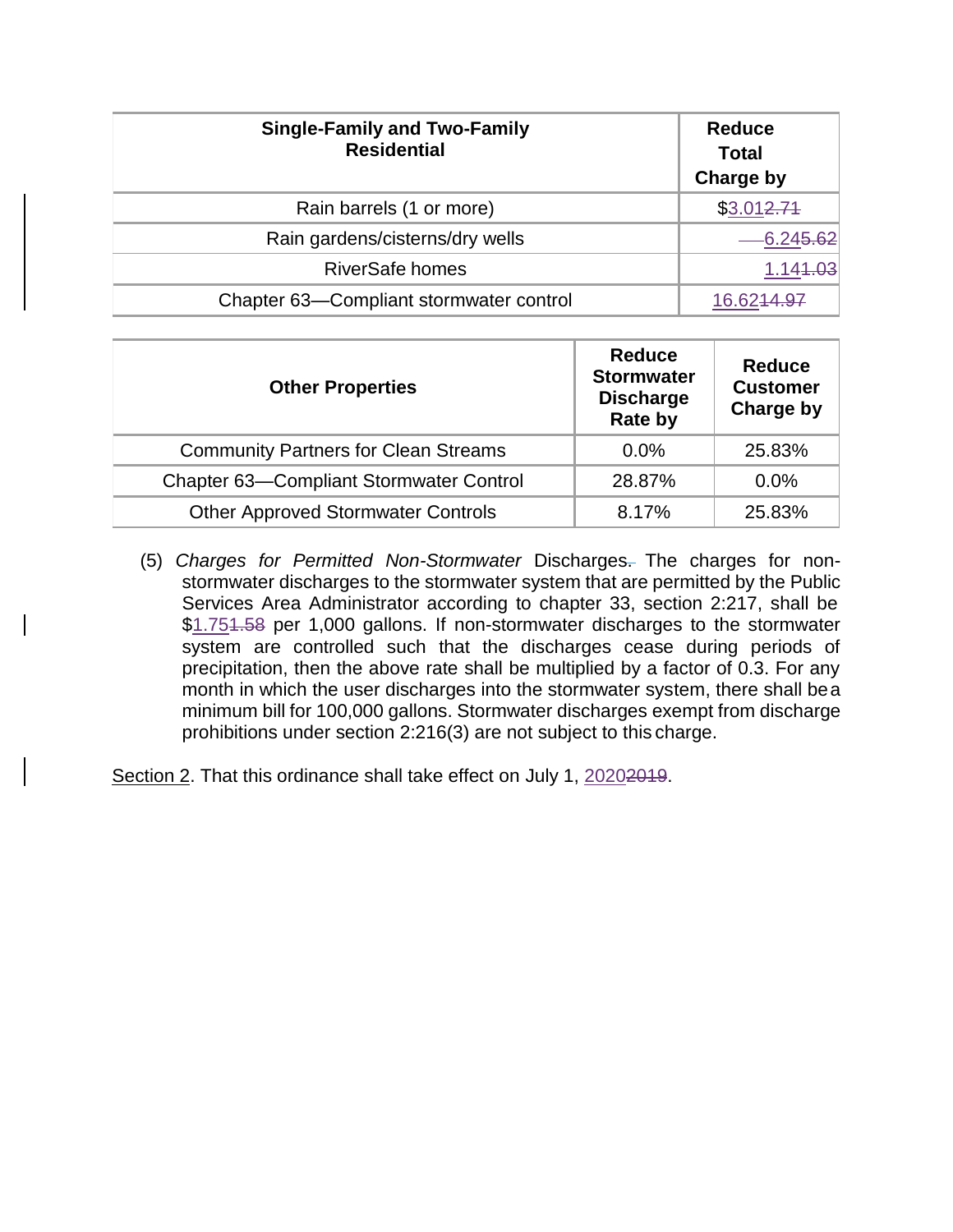| Single-Family and Two-Family Residential | Reduce Total Charge by |
|---|---|
| Rain barrels (1 or more) | $3.01~~2.71~~ |
| Rain gardens/cisterns/dry wells | 6.24~~5.62~~ |
| RiverSafe homes | 1.14~~1.03~~ |
| Chapter 63—Compliant stormwater control | 16.62~~14.97~~ |

| Other Properties | Reduce Stormwater Discharge Rate by | Reduce Customer Charge by |
|---|---|---|
| Community Partners for Clean Streams | 0.0% | 25.83% |
| Chapter 63—Compliant Stormwater Control | 28.87% | 0.0% |
| Other Approved Stormwater Controls | 8.17% | 25.83% |

(5) *Charges for Permitted Non-Stormwater* Discharges. The charges for non-stormwater discharges to the stormwater system that are permitted by the Public Services Area Administrator according to chapter 33, section 2:217, shall be $1.75~~1.58~~ per 1,000 gallons. If non-stormwater discharges to the stormwater system are controlled such that the discharges cease during periods of precipitation, then the above rate shall be multiplied by a factor of 0.3. For any month in which the user discharges into the stormwater system, there shall be a minimum bill for 100,000 gallons. Stormwater discharges exempt from discharge prohibitions under section 2:216(3) are not subject to this charge.

Section 2. That this ordinance shall take effect on July 1, 2020~~2019~~.